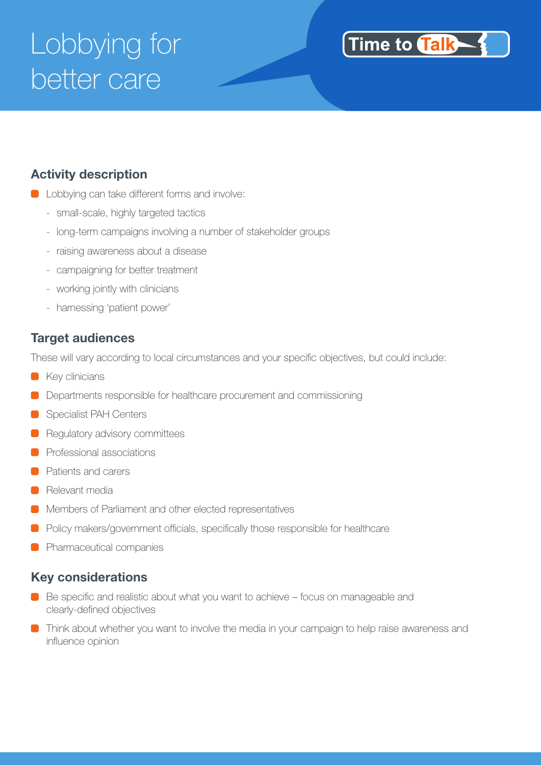# Lobbying for better care

Time to Talk

## Activity description

- Lobbying can take different forms and involve:
  - small-scale, highly targeted tactics
  - long-term campaigns involving a number of stakeholder groups
  - raising awareness about a disease
  - campaigning for better treatment
  - working jointly with clinicians
  - harnessing 'patient power'

## Target audiences

These will vary according to local circumstances and your specific objectives, but could include:

- Key clinicians
- Departments responsible for healthcare procurement and commissioning
- Specialist PAH Centers
- Regulatory advisory committees
- Professional associations
- Patients and carers
- Relevant media
- Members of Parliament and other elected representatives
- Policy makers/government officials, specifically those responsible for healthcare
- Pharmaceutical companies

## Key considerations

- Be specific and realistic about what you want to achieve – focus on manageable and clearly-defined objectives
- Think about whether you want to involve the media in your campaign to help raise awareness and influence opinion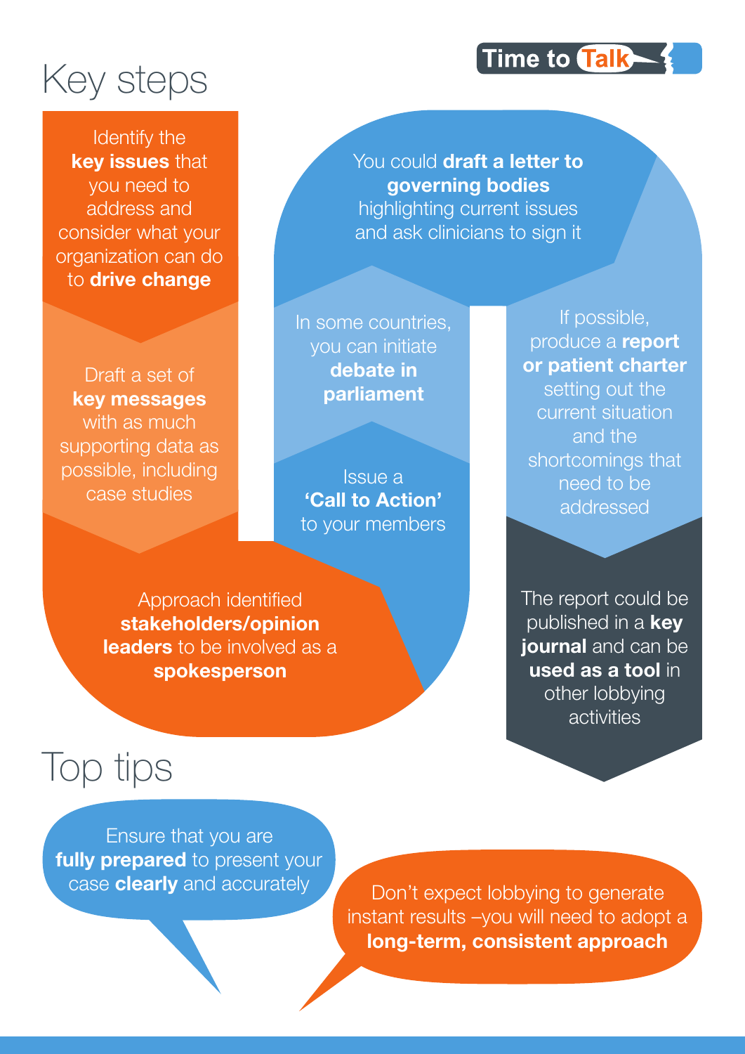# Key steps

Identify the **key issues** that you need to address and consider what your organization can do to **drive change**

Draft a set of **key messages** with as much supporting data as possible, including case studies

Approach identified **stakeholders/opinion leaders** to be involved as a **spokesperson**

Issue a **'Call to Action'** to your members

In some countries, you can initiate **debate in parliament**

You could **draft a letter to governing bodies** highlighting current issues and ask clinicians to sign it

If possible, produce a **report or patient charter** setting out the current situation and the shortcomings that need to be addressed

The report could be published in a **key journal** and can be **used as a tool** in other lobbying activities

# Top tips

Ensure that you are **fully prepared** to present your case **clearly** and accurately

Don't expect lobbying to generate instant results –you will need to adopt a **long-term, consistent approach**